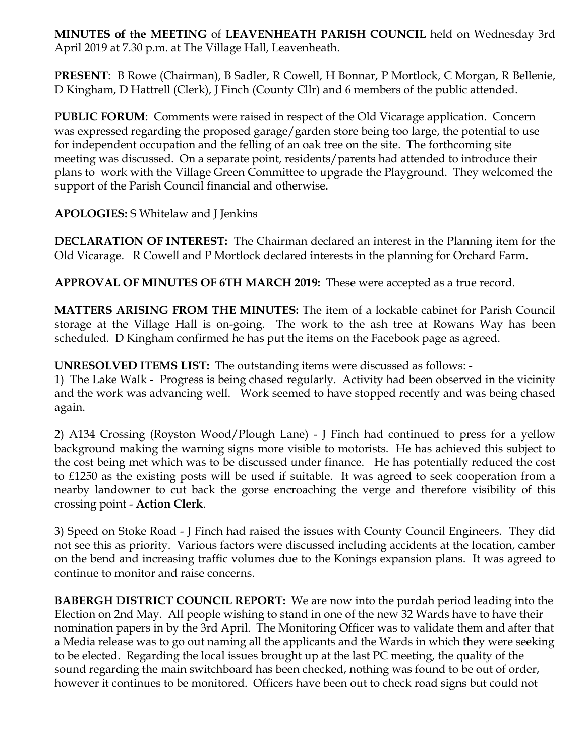**MINUTES of the MEETING** of **LEAVENHEATH PARISH COUNCIL** held on Wednesday 3rd April 2019 at 7.30 p.m. at The Village Hall, Leavenheath.

**PRESENT**: B Rowe (Chairman), B Sadler, R Cowell, H Bonnar, P Mortlock, C Morgan, R Bellenie, D Kingham, D Hattrell (Clerk), J Finch (County Cllr) and 6 members of the public attended.

**PUBLIC FORUM**: Comments were raised in respect of the Old Vicarage application. Concern was expressed regarding the proposed garage/garden store being too large, the potential to use for independent occupation and the felling of an oak tree on the site. The forthcoming site meeting was discussed. On a separate point, residents/parents had attended to introduce their plans to work with the Village Green Committee to upgrade the Playground. They welcomed the support of the Parish Council financial and otherwise.

**APOLOGIES:** S Whitelaw and J Jenkins

**DECLARATION OF INTEREST:** The Chairman declared an interest in the Planning item for the Old Vicarage. R Cowell and P Mortlock declared interests in the planning for Orchard Farm.

**APPROVAL OF MINUTES OF 6TH MARCH 2019:** These were accepted as a true record.

**MATTERS ARISING FROM THE MINUTES:** The item of a lockable cabinet for Parish Council storage at the Village Hall is on-going. The work to the ash tree at Rowans Way has been scheduled. D Kingham confirmed he has put the items on the Facebook page as agreed.

**UNRESOLVED ITEMS LIST:** The outstanding items were discussed as follows: -

1) The Lake Walk - Progress is being chased regularly. Activity had been observed in the vicinity and the work was advancing well. Work seemed to have stopped recently and was being chased again.

2) A134 Crossing (Royston Wood/Plough Lane) - J Finch had continued to press for a yellow background making the warning signs more visible to motorists. He has achieved this subject to the cost being met which was to be discussed under finance. He has potentially reduced the cost to £1250 as the existing posts will be used if suitable. It was agreed to seek cooperation from a nearby landowner to cut back the gorse encroaching the verge and therefore visibility of this crossing point - **Action Clerk**.

3) Speed on Stoke Road - J Finch had raised the issues with County Council Engineers. They did not see this as priority. Various factors were discussed including accidents at the location, camber on the bend and increasing traffic volumes due to the Konings expansion plans. It was agreed to continue to monitor and raise concerns.

**BABERGH DISTRICT COUNCIL REPORT:** We are now into the purdah period leading into the Election on 2nd May. All people wishing to stand in one of the new 32 Wards have to have their nomination papers in by the 3rd April. The Monitoring Officer was to validate them and after that a Media release was to go out naming all the applicants and the Wards in which they were seeking to be elected. Regarding the local issues brought up at the last PC meeting, the quality of the sound regarding the main switchboard has been checked, nothing was found to be out of order, however it continues to be monitored. Officers have been out to check road signs but could not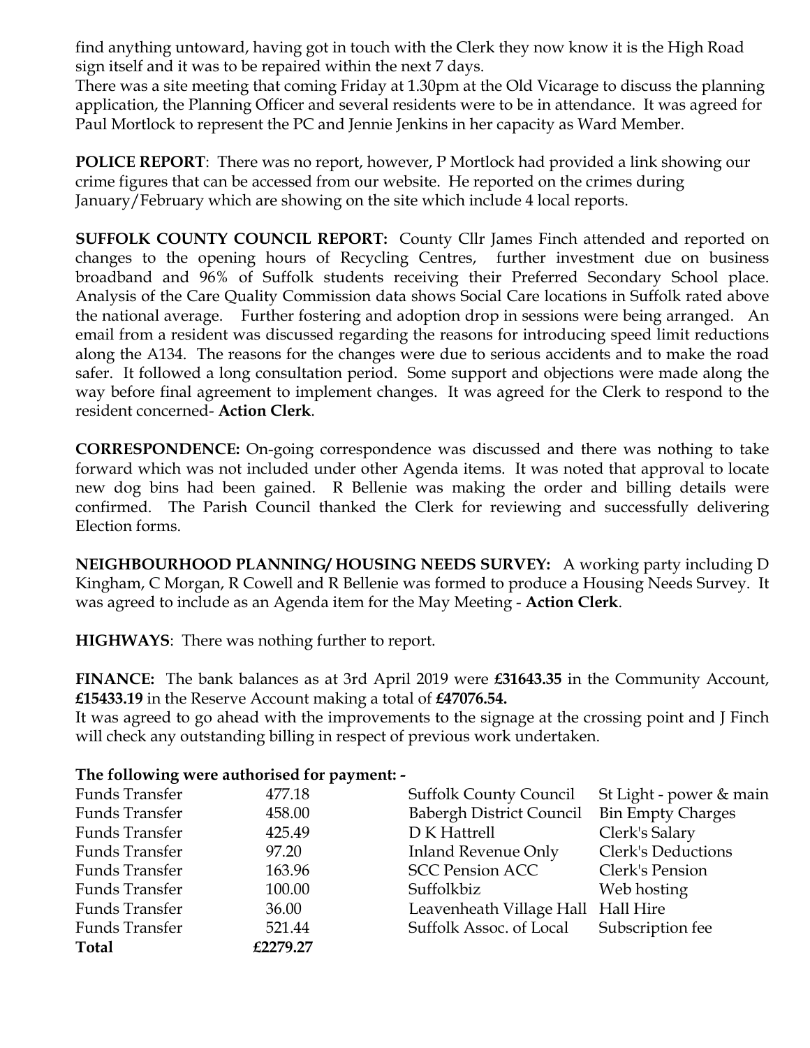find anything untoward, having got in touch with the Clerk they now know it is the High Road sign itself and it was to be repaired within the next 7 days.

There was a site meeting that coming Friday at 1.30pm at the Old Vicarage to discuss the planning application, the Planning Officer and several residents were to be in attendance. It was agreed for Paul Mortlock to represent the PC and Jennie Jenkins in her capacity as Ward Member.

**POLICE REPORT**: There was no report, however, P Mortlock had provided a link showing our crime figures that can be accessed from our website. He reported on the crimes during January/February which are showing on the site which include 4 local reports.

**SUFFOLK COUNTY COUNCIL REPORT:** County Cllr James Finch attended and reported on changes to the opening hours of Recycling Centres, further investment due on business broadband and 96% of Suffolk students receiving their Preferred Secondary School place. Analysis of the Care Quality Commission data shows Social Care locations in Suffolk rated above the national average. Further fostering and adoption drop in sessions were being arranged. An email from a resident was discussed regarding the reasons for introducing speed limit reductions along the A134. The reasons for the changes were due to serious accidents and to make the road safer. It followed a long consultation period. Some support and objections were made along the way before final agreement to implement changes. It was agreed for the Clerk to respond to the resident concerned- **Action Clerk**.

**CORRESPONDENCE:** On-going correspondence was discussed and there was nothing to take forward which was not included under other Agenda items. It was noted that approval to locate new dog bins had been gained. R Bellenie was making the order and billing details were confirmed. The Parish Council thanked the Clerk for reviewing and successfully delivering Election forms.

**NEIGHBOURHOOD PLANNING/ HOUSING NEEDS SURVEY:** A working party including D Kingham, C Morgan, R Cowell and R Bellenie was formed to produce a Housing Needs Survey. It was agreed to include as an Agenda item for the May Meeting - **Action Clerk**.

**HIGHWAYS**: There was nothing further to report.

**FINANCE:** The bank balances as at 3rd April 2019 were **£31643.35** in the Community Account, **£15433.19** in the Reserve Account making a total of **£47076.54.**

It was agreed to go ahead with the improvements to the signage at the crossing point and J Finch will check any outstanding billing in respect of previous work undertaken.

**The following were authorised for payment: -**

| | | | |
|---|---|---|---|
| Funds Transfer | 477.18 | Suffolk County Council | St Light - power & main |
| Funds Transfer | 458.00 | Babergh District Council | Bin Empty Charges |
| Funds Transfer | 425.49 | D K Hattrell | Clerk's Salary |
| Funds Transfer | 97.20 | Inland Revenue Only | Clerk's Deductions |
| Funds Transfer | 163.96 | SCC Pension ACC | Clerk's Pension |
| Funds Transfer | 100.00 | Suffolkbiz | Web hosting |
| Funds Transfer | 36.00 | Leavenheath Village Hall | Hall Hire |
| Funds Transfer | 521.44 | Suffolk Assoc. of Local | Subscription fee |
| **Total** | **£2279.27** | | |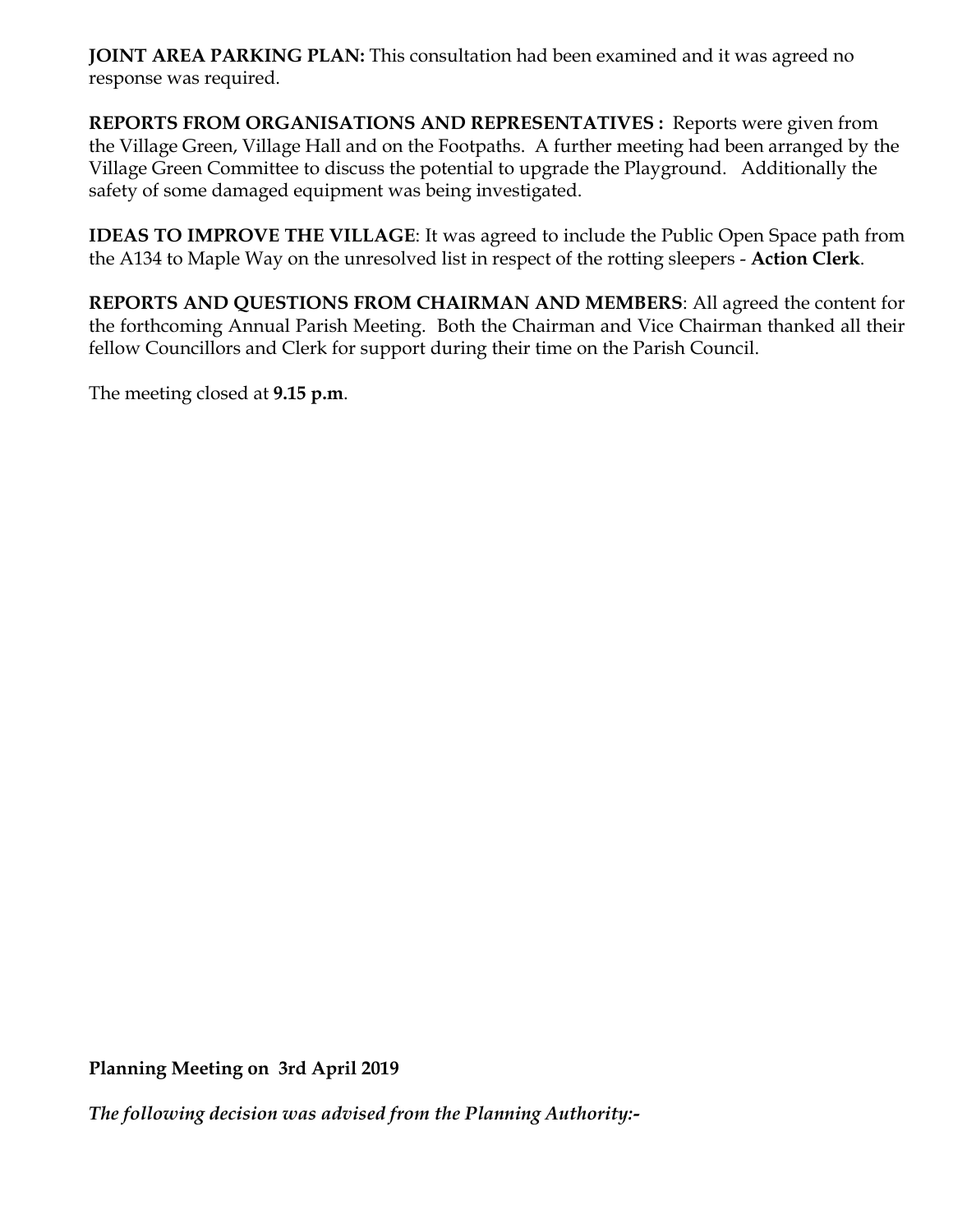**JOINT AREA PARKING PLAN:** This consultation had been examined and it was agreed no response was required.

**REPORTS FROM ORGANISATIONS AND REPRESENTATIVES :** Reports were given from the Village Green, Village Hall and on the Footpaths. A further meeting had been arranged by the Village Green Committee to discuss the potential to upgrade the Playground. Additionally the safety of some damaged equipment was being investigated.

**IDEAS TO IMPROVE THE VILLAGE**: It was agreed to include the Public Open Space path from the A134 to Maple Way on the unresolved list in respect of the rotting sleepers - **Action Clerk**.

**REPORTS AND QUESTIONS FROM CHAIRMAN AND MEMBERS**: All agreed the content for the forthcoming Annual Parish Meeting. Both the Chairman and Vice Chairman thanked all their fellow Councillors and Clerk for support during their time on the Parish Council.

The meeting closed at **9.15 p.m**.

**Planning Meeting on 3rd April 2019**

***The following decision was advised from the Planning Authority:-***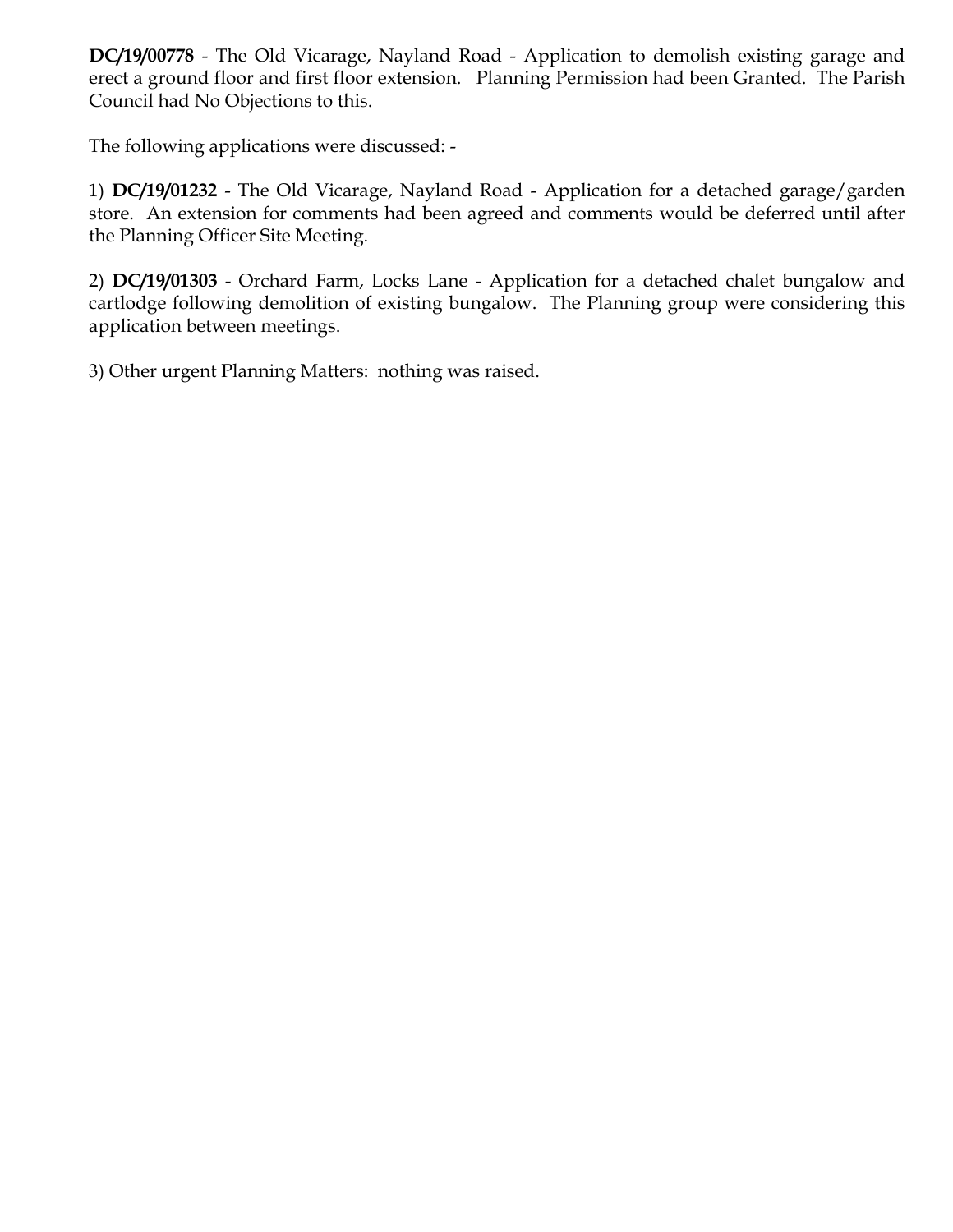**DC/19/00778** - The Old Vicarage, Nayland Road - Application to demolish existing garage and erect a ground floor and first floor extension. Planning Permission had been Granted. The Parish Council had No Objections to this.

The following applications were discussed: -

1) **DC/19/01232** - The Old Vicarage, Nayland Road - Application for a detached garage/garden store. An extension for comments had been agreed and comments would be deferred until after the Planning Officer Site Meeting.

2) **DC/19/01303** - Orchard Farm, Locks Lane - Application for a detached chalet bungalow and cartlodge following demolition of existing bungalow. The Planning group were considering this application between meetings.

3) Other urgent Planning Matters: nothing was raised.